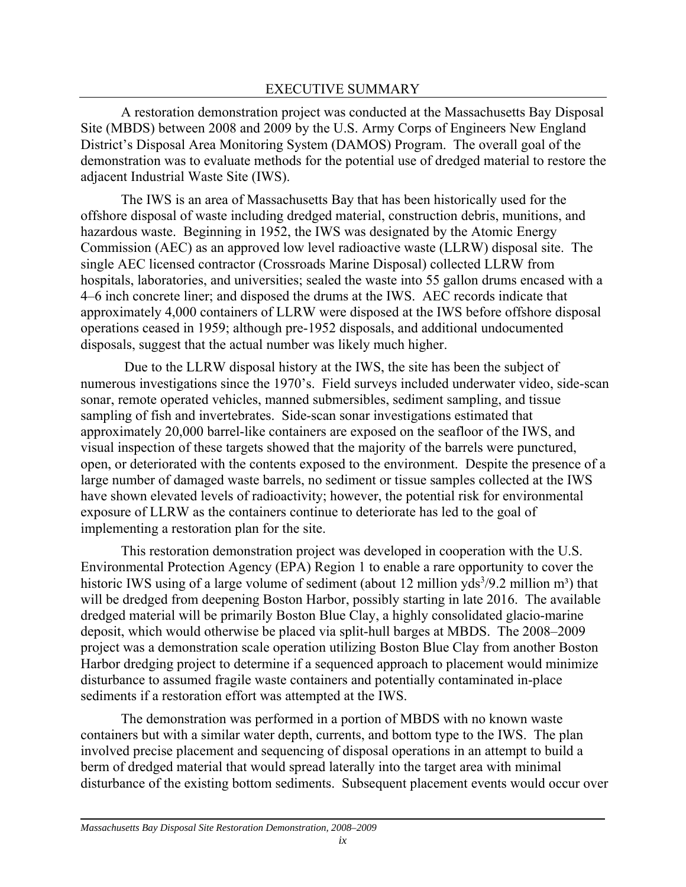# EXECUTIVE SUMMARY

A restoration demonstration project was conducted at the Massachusetts Bay Disposal Site (MBDS) between 2008 and 2009 by the U.S. Army Corps of Engineers New England District's Disposal Area Monitoring System (DAMOS) Program. The overall goal of the demonstration was to evaluate methods for the potential use of dredged material to restore the adjacent Industrial Waste Site (IWS).

The IWS is an area of Massachusetts Bay that has been historically used for the offshore disposal of waste including dredged material, construction debris, munitions, and hazardous waste. Beginning in 1952, the IWS was designated by the Atomic Energy Commission (AEC) as an approved low level radioactive waste (LLRW) disposal site. The single AEC licensed contractor (Crossroads Marine Disposal) collected LLRW from hospitals, laboratories, and universities; sealed the waste into 55 gallon drums encased with a 4–6 inch concrete liner; and disposed the drums at the IWS. AEC records indicate that approximately 4,000 containers of LLRW were disposed at the IWS before offshore disposal operations ceased in 1959; although pre-1952 disposals, and additional undocumented disposals, suggest that the actual number was likely much higher.

Due to the LLRW disposal history at the IWS, the site has been the subject of numerous investigations since the 1970's. Field surveys included underwater video, side-scan sonar, remote operated vehicles, manned submersibles, sediment sampling, and tissue sampling of fish and invertebrates. Side-scan sonar investigations estimated that approximately 20,000 barrel-like containers are exposed on the seafloor of the IWS, and visual inspection of these targets showed that the majority of the barrels were punctured, open, or deteriorated with the contents exposed to the environment. Despite the presence of a large number of damaged waste barrels, no sediment or tissue samples collected at the IWS have shown elevated levels of radioactivity; however, the potential risk for environmental exposure of LLRW as the containers continue to deteriorate has led to the goal of implementing a restoration plan for the site.

This restoration demonstration project was developed in cooperation with the U.S. Environmental Protection Agency (EPA) Region 1 to enable a rare opportunity to cover the historic IWS using of a large volume of sediment (about 12 million yds$^3$/9.2 million m$^3$) that will be dredged from deepening Boston Harbor, possibly starting in late 2016. The available dredged material will be primarily Boston Blue Clay, a highly consolidated glacio-marine deposit, which would otherwise be placed via split-hull barges at MBDS. The 2008–2009 project was a demonstration scale operation utilizing Boston Blue Clay from another Boston Harbor dredging project to determine if a sequenced approach to placement would minimize disturbance to assumed fragile waste containers and potentially contaminated in-place sediments if a restoration effort was attempted at the IWS.

The demonstration was performed in a portion of MBDS with no known waste containers but with a similar water depth, currents, and bottom type to the IWS. The plan involved precise placement and sequencing of disposal operations in an attempt to build a berm of dredged material that would spread laterally into the target area with minimal disturbance of the existing bottom sediments. Subsequent placement events would occur over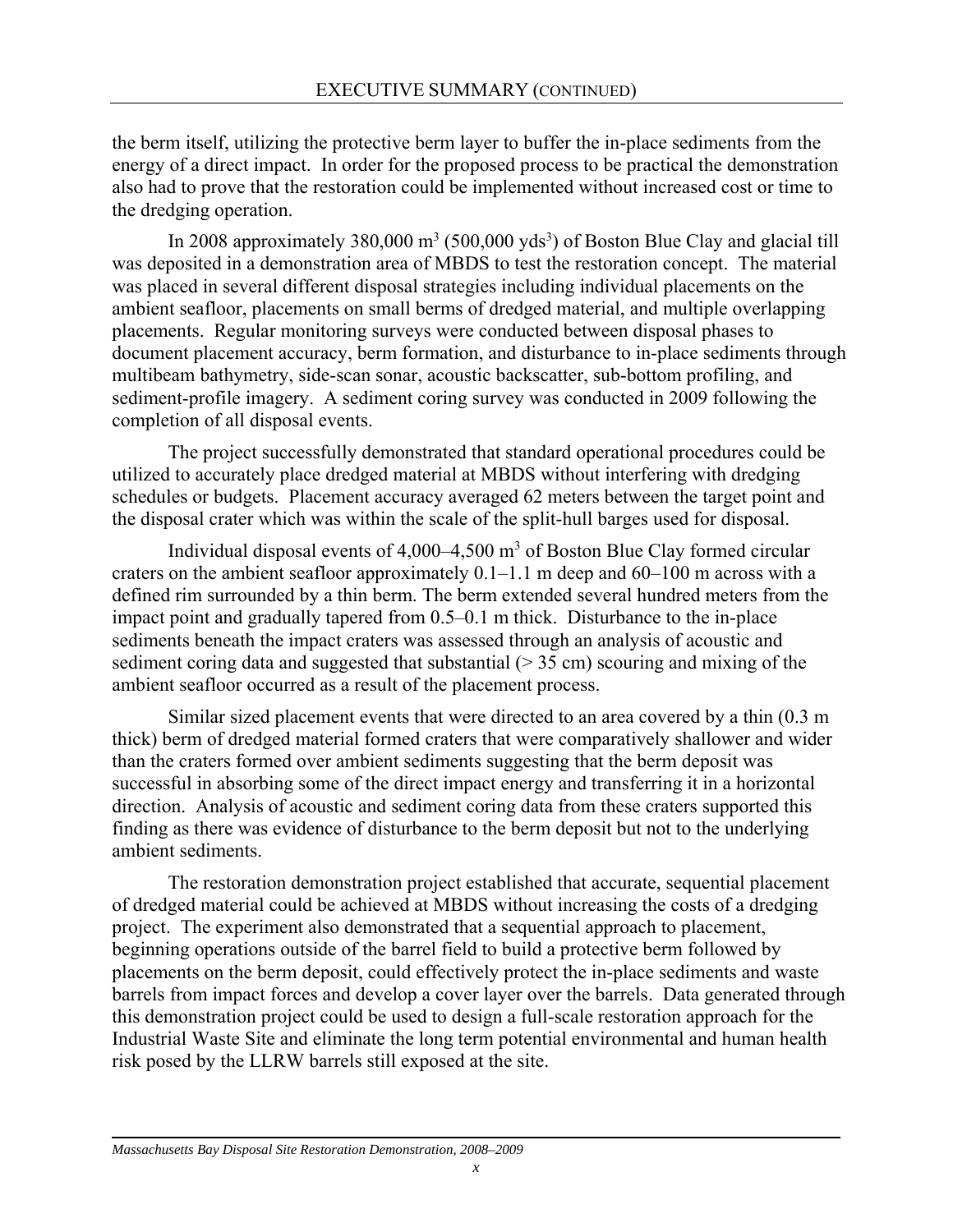the berm itself, utilizing the protective berm layer to buffer the in-place sediments from the energy of a direct impact. In order for the proposed process to be practical the demonstration also had to prove that the restoration could be implemented without increased cost or time to the dredging operation.

In 2008 approximately 380,000 $m^3$ (500,000 $yds^3$) of Boston Blue Clay and glacial till was deposited in a demonstration area of MBDS to test the restoration concept. The material was placed in several different disposal strategies including individual placements on the ambient seafloor, placements on small berms of dredged material, and multiple overlapping placements. Regular monitoring surveys were conducted between disposal phases to document placement accuracy, berm formation, and disturbance to in-place sediments through multibeam bathymetry, side-scan sonar, acoustic backscatter, sub-bottom profiling, and sediment-profile imagery. A sediment coring survey was conducted in 2009 following the completion of all disposal events.

The project successfully demonstrated that standard operational procedures could be utilized to accurately place dredged material at MBDS without interfering with dredging schedules or budgets. Placement accuracy averaged 62 meters between the target point and the disposal crater which was within the scale of the split-hull barges used for disposal.

Individual disposal events of 4,000–4,500 $m^3$ of Boston Blue Clay formed circular craters on the ambient seafloor approximately 0.1–1.1 m deep and 60–100 m across with a defined rim surrounded by a thin berm. The berm extended several hundred meters from the impact point and gradually tapered from 0.5–0.1 m thick. Disturbance to the in-place sediments beneath the impact craters was assessed through an analysis of acoustic and sediment coring data and suggested that substantial (> 35 cm) scouring and mixing of the ambient seafloor occurred as a result of the placement process.

Similar sized placement events that were directed to an area covered by a thin (0.3 m thick) berm of dredged material formed craters that were comparatively shallower and wider than the craters formed over ambient sediments suggesting that the berm deposit was successful in absorbing some of the direct impact energy and transferring it in a horizontal direction. Analysis of acoustic and sediment coring data from these craters supported this finding as there was evidence of disturbance to the berm deposit but not to the underlying ambient sediments.

The restoration demonstration project established that accurate, sequential placement of dredged material could be achieved at MBDS without increasing the costs of a dredging project. The experiment also demonstrated that a sequential approach to placement, beginning operations outside of the barrel field to build a protective berm followed by placements on the berm deposit, could effectively protect the in-place sediments and waste barrels from impact forces and develop a cover layer over the barrels. Data generated through this demonstration project could be used to design a full-scale restoration approach for the Industrial Waste Site and eliminate the long term potential environmental and human health risk posed by the LLRW barrels still exposed at the site.